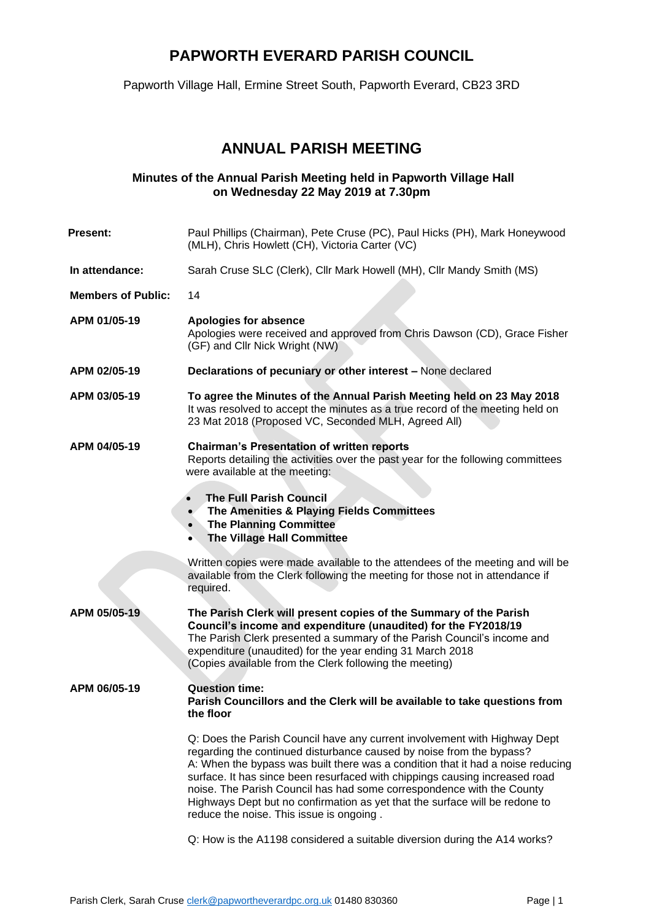# PAPWORTH EVERARD PARISH COUNCIL

Papworth Village Hall, Ermine Street South, Papworth Everard, CB23 3RD

## ANNUAL PARISH MEETING

### Minutes of the Annual Parish Meeting held in Papworth Village Hall on Wednesday 22 May 2019 at 7.30pm

**Present:** Paul Phillips (Chairman), Pete Cruse (PC), Paul Hicks (PH), Mark Honeywood (MLH), Chris Howlett (CH), Victoria Carter (VC)

**In attendance:** Sarah Cruse SLC (Clerk), Cllr Mark Howell (MH), Cllr Mandy Smith (MS)

**Members of Public:** 14

**APM 01/05-19** **Apologies for absence**
Apologies were received and approved from Chris Dawson (CD), Grace Fisher (GF) and Cllr Nick Wright (NW)

**APM 02/05-19** **Declarations of pecuniary or other interest –** None declared

**APM 03/05-19** **To agree the Minutes of the Annual Parish Meeting held on 23 May 2018**
It was resolved to accept the minutes as a true record of the meeting held on 23 Mat 2018 (Proposed VC, Seconded MLH, Agreed All)

**APM 04/05-19** **Chairman's Presentation of written reports**
Reports detailing the activities over the past year for the following committees were available at the meeting:

- **The Full Parish Council**
- **The Amenities & Playing Fields Committees**
- **The Planning Committee**
- **The Village Hall Committee**

Written copies were made available to the attendees of the meeting and will be available from the Clerk following the meeting for those not in attendance if required.

**APM 05/05-19** **The Parish Clerk will present copies of the Summary of the Parish Council's income and expenditure (unaudited) for the FY2018/19**
The Parish Clerk presented a summary of the Parish Council's income and expenditure (unaudited) for the year ending 31 March 2018
(Copies available from the Clerk following the meeting)

**APM 06/05-19** **Question time:**
**Parish Councillors and the Clerk will be available to take questions from the floor**

Q: Does the Parish Council have any current involvement with Highway Dept regarding the continued disturbance caused by noise from the bypass?
A: When the bypass was built there was a condition that it had a noise reducing surface. It has since been resurfaced with chippings causing increased road noise. The Parish Council has had some correspondence with the County Highways Dept but no confirmation as yet that the surface will be redone to reduce the noise. This issue is ongoing .

Q: How is the A1198 considered a suitable diversion during the A14 works?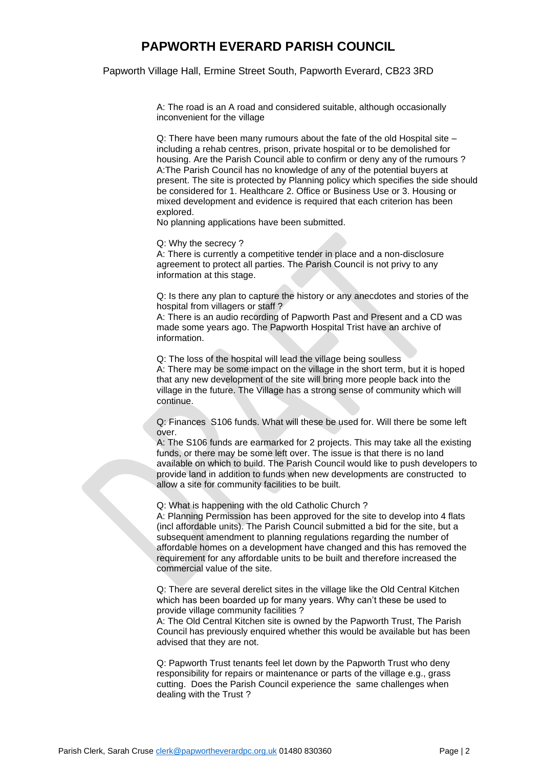A: The road is an A road and considered suitable, although occasionally inconvenient for the village

Q: There have been many rumours about the fate of the old Hospital site – including a rehab centres, prison, private hospital or to be demolished for housing. Are the Parish Council able to confirm or deny any of the rumours ?
A:The Parish Council has no knowledge of any of the potential buyers at present. The site is protected by Planning policy which specifies the side should be considered for 1. Healthcare 2. Office or Business Use or 3. Housing or mixed development and evidence is required that each criterion has been explored.
No planning applications have been submitted.

Q: Why the secrecy ?
A: There is currently a competitive tender in place and a non-disclosure agreement to protect all parties. The Parish Council is not privy to any information at this stage.

Q: Is there any plan to capture the history or any anecdotes and stories of the hospital from villagers or staff ?
A: There is an audio recording of Papworth Past and Present and a CD was made some years ago. The Papworth Hospital Trist have an archive of information.

Q: The loss of the hospital will lead the village being soulless
A: There may be some impact on the village in the short term, but it is hoped that any new development of the site will bring more people back into the village in the future. The Village has a strong sense of community which will continue.

Q: Finances S106 funds. What will these be used for. Will there be some left over.
A: The S106 funds are earmarked for 2 projects. This may take all the existing funds, or there may be some left over. The issue is that there is no land available on which to build. The Parish Council would like to push developers to provide land in addition to funds when new developments are constructed to allow a site for community facilities to be built.

Q: What is happening with the old Catholic Church ?
A: Planning Permission has been approved for the site to develop into 4 flats (incl affordable units). The Parish Council submitted a bid for the site, but a subsequent amendment to planning regulations regarding the number of affordable homes on a development have changed and this has removed the requirement for any affordable units to be built and therefore increased the commercial value of the site.

Q: There are several derelict sites in the village like the Old Central Kitchen which has been boarded up for many years. Why can't these be used to provide village community facilities ?
A: The Old Central Kitchen site is owned by the Papworth Trust, The Parish Council has previously enquired whether this would be available but has been advised that they are not.

Q: Papworth Trust tenants feel let down by the Papworth Trust who deny responsibility for repairs or maintenance or parts of the village e.g., grass cutting. Does the Parish Council experience the same challenges when dealing with the Trust ?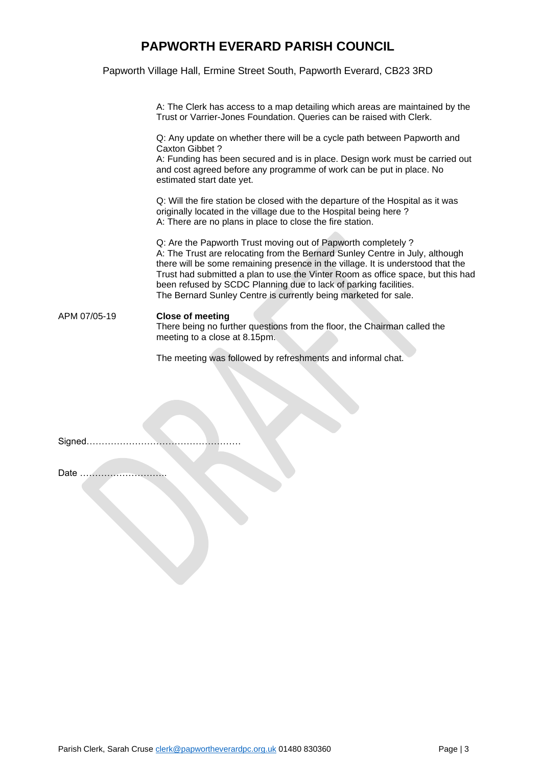A: The Clerk has access to a map detailing which areas are maintained by the Trust or Varrier-Jones Foundation. Queries can be raised with Clerk.

Q: Any update on whether there will be a cycle path between Papworth and Caxton Gibbet ?
A: Funding has been secured and is in place. Design work must be carried out and cost agreed before any programme of work can be put in place. No estimated start date yet.

Q: Will the fire station be closed with the departure of the Hospital as it was originally located in the village due to the Hospital being here ?
A: There are no plans in place to close the fire station.

Q: Are the Papworth Trust moving out of Papworth completely ?
A: The Trust are relocating from the Bernard Sunley Centre in July, although there will be some remaining presence in the village. It is understood that the Trust had submitted a plan to use the Vinter Room as office space, but this had been refused by SCDC Planning due to lack of parking facilities.
The Bernard Sunley Centre is currently being marketed for sale.

APM 07/05-19 **Close of meeting**
There being no further questions from the floor, the Chairman called the meeting to a close at 8.15pm.

The meeting was followed by refreshments and informal chat.

Signed……………………………………………

Date ……………………….